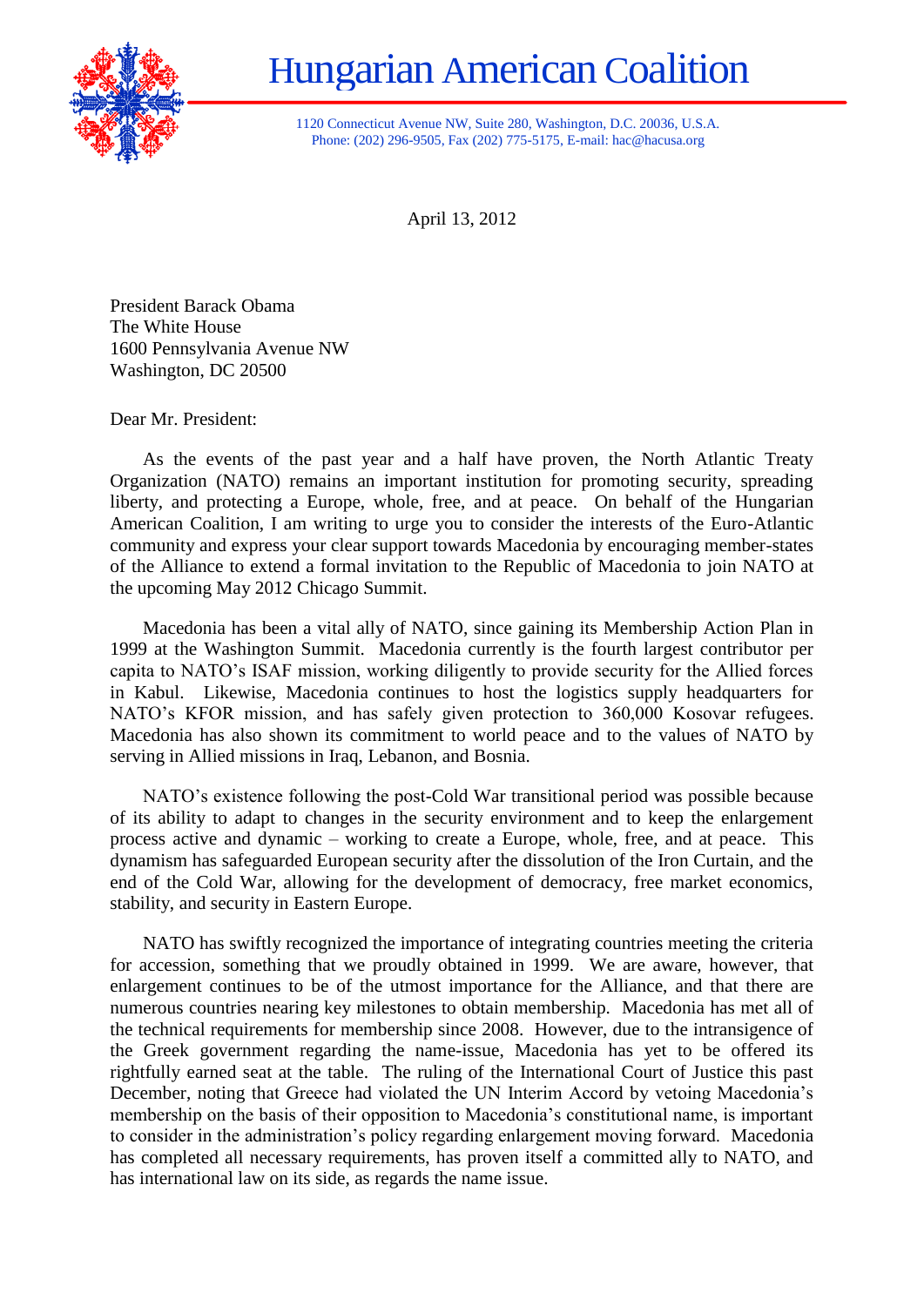# Hungarian American Coalition

1120 Connecticut Avenue NW, Suite 280, Washington, D.C. 20036, U.S.A.
Phone: (202) 296-9505, Fax (202) 775-5175, E-mail: hac@hacusa.org

April 13, 2012

President Barack Obama
The White House
1600 Pennsylvania Avenue NW
Washington, DC 20500

Dear Mr. President:

As the events of the past year and a half have proven, the North Atlantic Treaty Organization (NATO) remains an important institution for promoting security, spreading liberty, and protecting a Europe, whole, free, and at peace. On behalf of the Hungarian American Coalition, I am writing to urge you to consider the interests of the Euro-Atlantic community and express your clear support towards Macedonia by encouraging member-states of the Alliance to extend a formal invitation to the Republic of Macedonia to join NATO at the upcoming May 2012 Chicago Summit.

Macedonia has been a vital ally of NATO, since gaining its Membership Action Plan in 1999 at the Washington Summit. Macedonia currently is the fourth largest contributor per capita to NATO's ISAF mission, working diligently to provide security for the Allied forces in Kabul. Likewise, Macedonia continues to host the logistics supply headquarters for NATO's KFOR mission, and has safely given protection to 360,000 Kosovar refugees. Macedonia has also shown its commitment to world peace and to the values of NATO by serving in Allied missions in Iraq, Lebanon, and Bosnia.

NATO's existence following the post-Cold War transitional period was possible because of its ability to adapt to changes in the security environment and to keep the enlargement process active and dynamic – working to create a Europe, whole, free, and at peace. This dynamism has safeguarded European security after the dissolution of the Iron Curtain, and the end of the Cold War, allowing for the development of democracy, free market economics, stability, and security in Eastern Europe.

NATO has swiftly recognized the importance of integrating countries meeting the criteria for accession, something that we proudly obtained in 1999. We are aware, however, that enlargement continues to be of the utmost importance for the Alliance, and that there are numerous countries nearing key milestones to obtain membership. Macedonia has met all of the technical requirements for membership since 2008. However, due to the intransigence of the Greek government regarding the name-issue, Macedonia has yet to be offered its rightfully earned seat at the table. The ruling of the International Court of Justice this past December, noting that Greece had violated the UN Interim Accord by vetoing Macedonia's membership on the basis of their opposition to Macedonia's constitutional name, is important to consider in the administration's policy regarding enlargement moving forward. Macedonia has completed all necessary requirements, has proven itself a committed ally to NATO, and has international law on its side, as regards the name issue.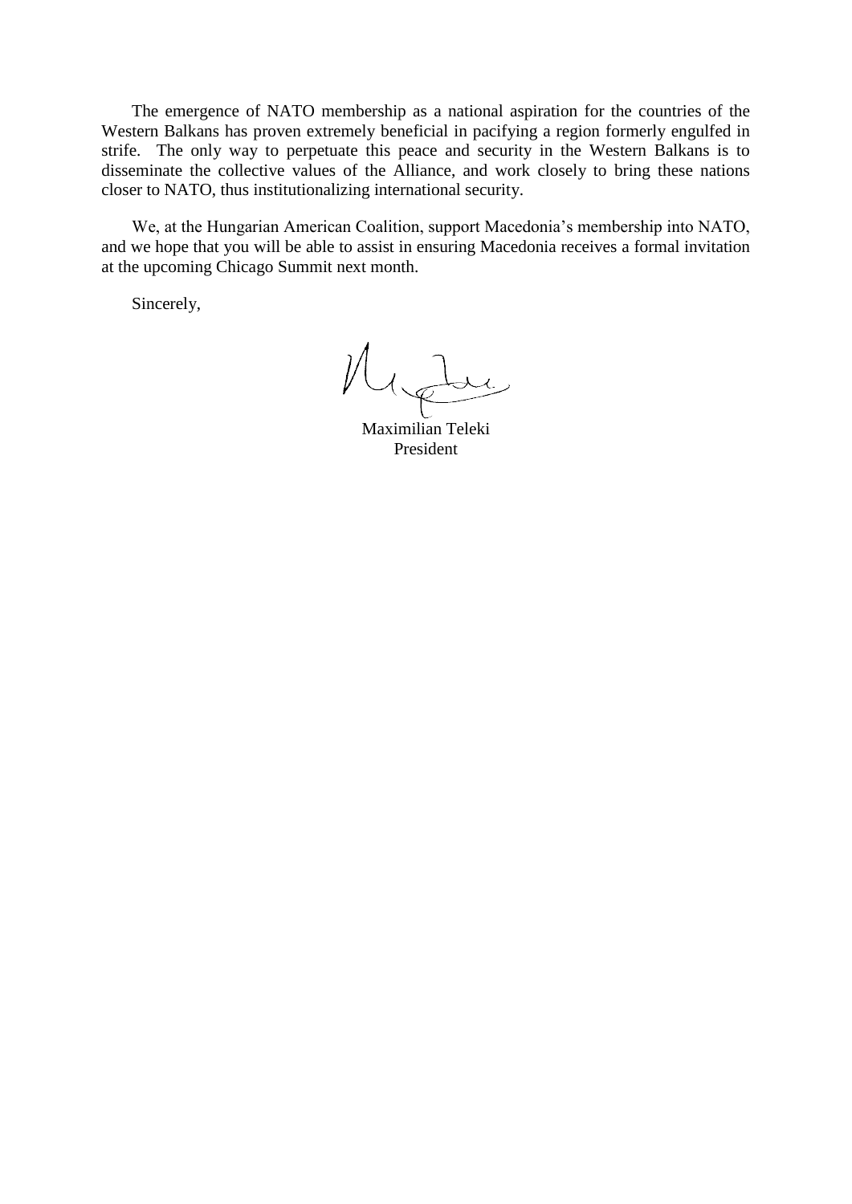The emergence of NATO membership as a national aspiration for the countries of the Western Balkans has proven extremely beneficial in pacifying a region formerly engulfed in strife. The only way to perpetuate this peace and security in the Western Balkans is to disseminate the collective values of the Alliance, and work closely to bring these nations closer to NATO, thus institutionalizing international security.

We, at the Hungarian American Coalition, support Macedonia's membership into NATO, and we hope that you will be able to assist in ensuring Macedonia receives a formal invitation at the upcoming Chicago Summit next month.

Sincerely,

Maximilian Teleki
President